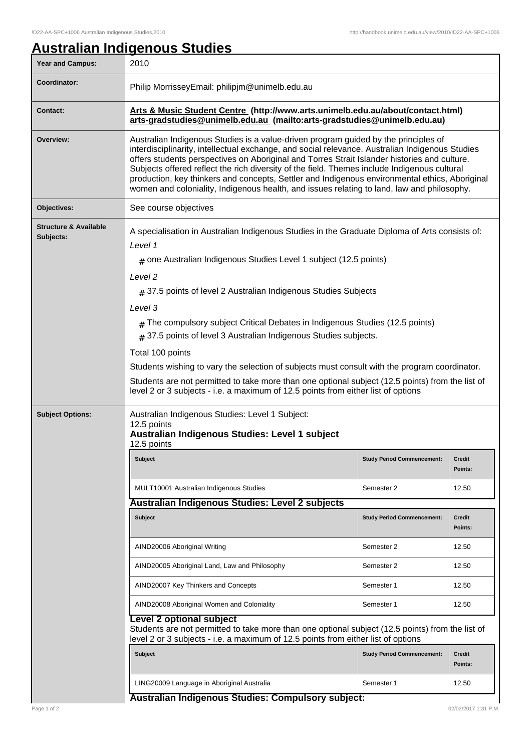# Australian Indigenous Studies

| Year and Campus: | 2010 |
|---|---|
| Coordinator: | Philip MorrisseyEmail: philipjm@unimelb.edu.au |
| Contact: | **Arts & Music Student Centre (http://www.arts.unimelb.edu.au/about/contact.html) arts-gradstudies@unimelb.edu.au (mailto:arts-gradstudies@unimelb.edu.au)** |
| Overview: | Australian Indigenous Studies is a value-driven program guided by the principles of interdisciplinarity, intellectual exchange, and social relevance. Australian Indigenous Studies offers students perspectives on Aboriginal and Torres Strait Islander histories and culture. Subjects offered reflect the rich diversity of the field. Themes include Indigenous cultural production, key thinkers and concepts, Settler and Indigenous environmental ethics, Aboriginal women and coloniality, Indigenous health, and issues relating to land, law and philosophy. |
| Objectives: | See course objectives |

**Structure & Available Subjects:**

A specialisation in Australian Indigenous Studies in the Graduate Diploma of Arts consists of:

*Level 1*

- one Australian Indigenous Studies Level 1 subject (12.5 points)

*Level 2*

- 37.5 points of level 2 Australian Indigenous Studies Subjects

*Level 3*

- The compulsory subject Critical Debates in Indigenous Studies (12.5 points)
- 37.5 points of level 3 Australian Indigenous Studies subjects.

Total 100 points

Students wishing to vary the selection of subjects must consult with the program coordinator.

Students are not permitted to take more than one optional subject (12.5 points) from the list of level 2 or 3 subjects - i.e. a maximum of 12.5 points from either list of options

**Subject Options:**

Australian Indigenous Studies: Level 1 Subject:
12.5 points

**Australian Indigenous Studies: Level 1 subject**
12.5 points

| Subject | Study Period Commencement: | Credit Points: |
|---|---|---|
| MULT10001 Australian Indigenous Studies | Semester 2 | 12.50 |

**Australian Indigenous Studies: Level 2 subjects**

| Subject | Study Period Commencement: | Credit Points: |
|---|---|---|
| AIND20006 Aboriginal Writing | Semester 2 | 12.50 |
| AIND20005 Aboriginal Land, Law and Philosophy | Semester 2 | 12.50 |
| AIND20007 Key Thinkers and Concepts | Semester 1 | 12.50 |
| AIND20008 Aboriginal Women and Coloniality | Semester 1 | 12.50 |

**Level 2 optional subject**

Students are not permitted to take more than one optional subject (12.5 points) from the list of level 2 or 3 subjects - i.e. a maximum of 12.5 points from either list of options

| Subject | Study Period Commencement: | Credit Points: |
|---|---|---|
| LING20009 Language in Aboriginal Australia | Semester 1 | 12.50 |

**Australian Indigenous Studies: Compulsory subject:**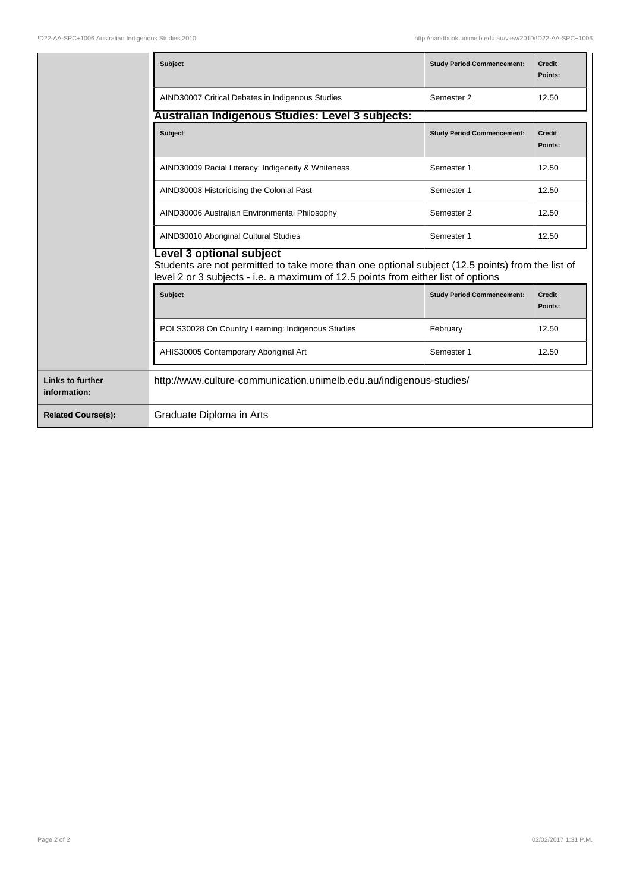| Subject | Study Period Commencement: | Credit Points: |
|---|---|---|
| AIND30007 Critical Debates in Indigenous Studies | Semester 2 | 12.50 |

**Australian Indigenous Studies: Level 3 subjects:**

| Subject | Study Period Commencement: | Credit Points: |
|---|---|---|
| AIND30009 Racial Literacy: Indigeneity & Whiteness | Semester 1 | 12.50 |
| AIND30008 Historicising the Colonial Past | Semester 1 | 12.50 |
| AIND30006 Australian Environmental Philosophy | Semester 2 | 12.50 |
| AIND30010 Aboriginal Cultural Studies | Semester 1 | 12.50 |

**Level 3 optional subject**

Students are not permitted to take more than one optional subject (12.5 points) from the list of level 2 or 3 subjects - i.e. a maximum of 12.5 points from either list of options

| Subject | Study Period Commencement: | Credit Points: |
|---|---|---|
| POLS30028 On Country Learning: Indigenous Studies | February | 12.50 |
| AHIS30005 Contemporary Aboriginal Art | Semester 1 | 12.50 |

| | |
|---|---|
| **Links to further information:** | http://www.culture-communication.unimelb.edu.au/indigenous-studies/ |
| **Related Course(s):** | Graduate Diploma in Arts |